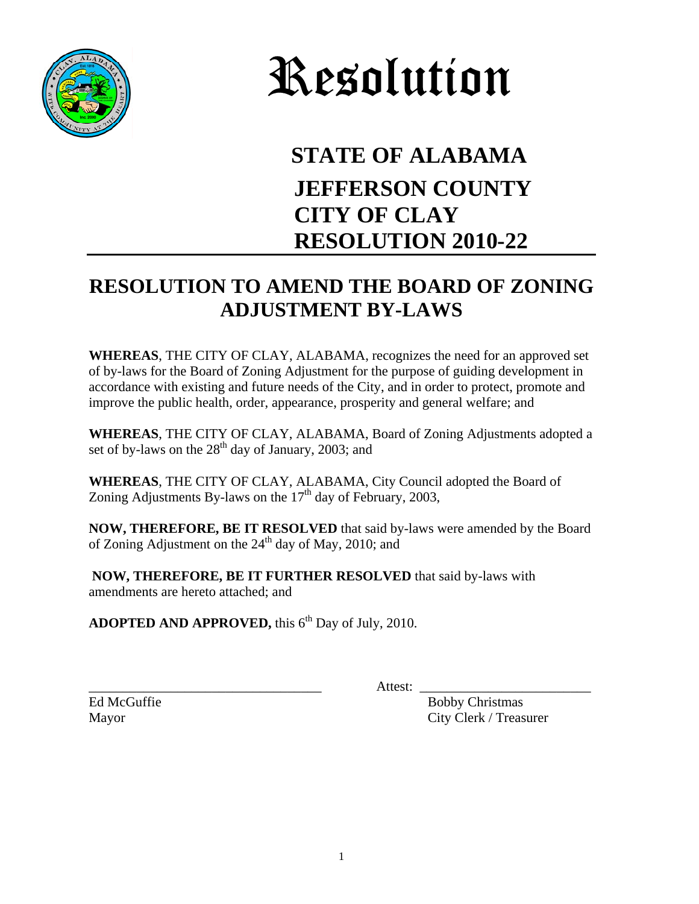# Resolution

## STATE OF ALABAMA
## JEFFERSON COUNTY
## CITY OF CLAY
## RESOLUTION 2010-22

---

## RESOLUTION TO AMEND THE BOARD OF ZONING ADJUSTMENT BY-LAWS

**WHEREAS**, THE CITY OF CLAY, ALABAMA, recognizes the need for an approved set of by-laws for the Board of Zoning Adjustment for the purpose of guiding development in accordance with existing and future needs of the City, and in order to protect, promote and improve the public health, order, appearance, prosperity and general welfare; and

**WHEREAS**, THE CITY OF CLAY, ALABAMA, Board of Zoning Adjustments adopted a set of by-laws on the 28th day of January, 2003; and

**WHEREAS**, THE CITY OF CLAY, ALABAMA, City Council adopted the Board of Zoning Adjustments By-laws on the 17th day of February, 2003,

**NOW, THEREFORE, BE IT RESOLVED** that said by-laws were amended by the Board of Zoning Adjustment on the 24th day of May, 2010; and

**NOW, THEREFORE, BE IT FURTHER RESOLVED** that said by-laws with amendments are hereto attached; and

**ADOPTED AND APPROVED,** this 6th Day of July, 2010.

\_\_\_\_\_\_\_\_\_\_\_\_\_\_\_\_\_\_\_\_\_\_\_\_\_\_\_\_\_\_\_\_\_\_
Ed McGuffie
Mayor

Attest: \_\_\_\_\_\_\_\_\_\_\_\_\_\_\_\_\_\_\_\_\_\_\_\_\_\_
Bobby Christmas
City Clerk / Treasurer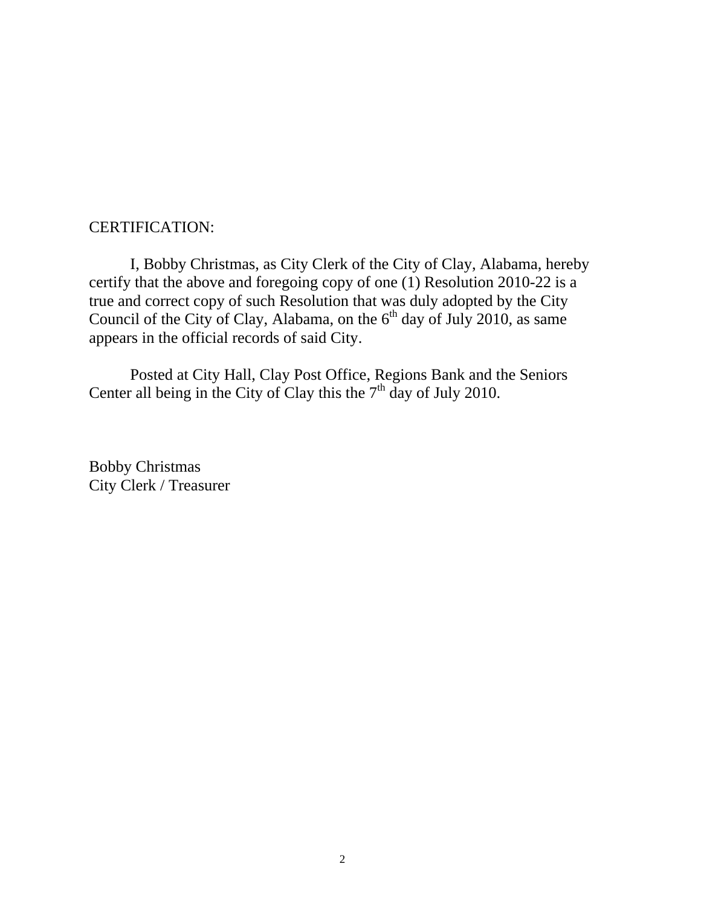CERTIFICATION:

I, Bobby Christmas, as City Clerk of the City of Clay, Alabama, hereby certify that the above and foregoing copy of one (1) Resolution 2010-22 is a true and correct copy of such Resolution that was duly adopted by the City Council of the City of Clay, Alabama, on the 6th day of July 2010, as same appears in the official records of said City.

Posted at City Hall, Clay Post Office, Regions Bank and the Seniors Center all being in the City of Clay this the 7th day of July 2010.

Bobby Christmas
City Clerk / Treasurer